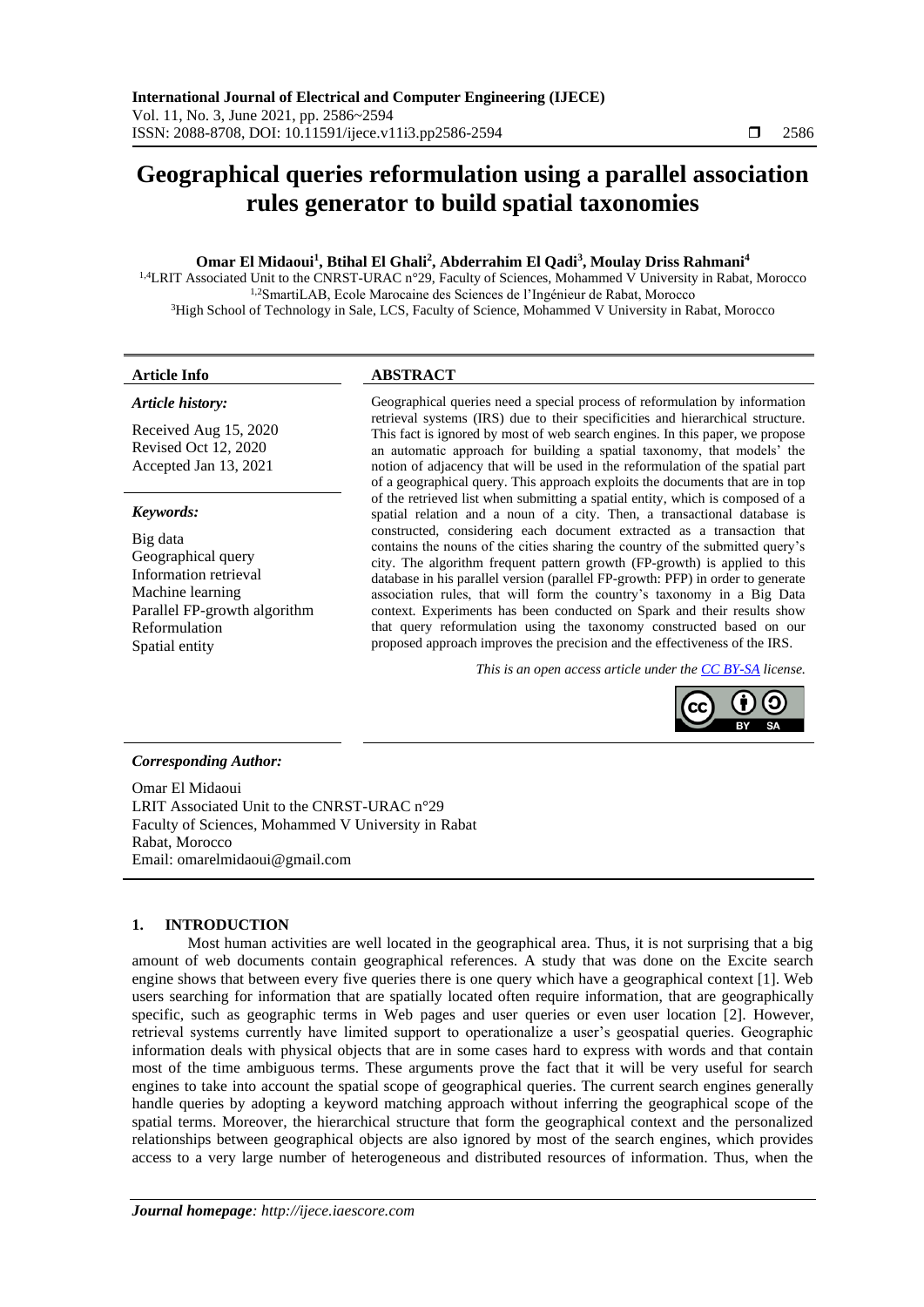# Geographical queries reformulation using a parallel association rules generator to build spatial taxonomies

**Omar El Midaoui[1], Btihal El Ghali[2], Abderrahim El Qadi[3], Moulay Driss Rahmani[4]**

[1,4]LRIT Associated Unit to the CNRST-URAC n°29, Faculty of Sciences, Mohammed V University in Rabat, Morocco
[1,2]SmartiLAB, Ecole Marocaine des Sciences de l'Ingénieur de Rabat, Morocco
[3]High School of Technology in Sale, LCS, Faculty of Science, Mohammed V University in Rabat, Morocco

**Article Info**

*Article history:*

Received Aug 15, 2020
Revised Oct 12, 2020
Accepted Jan 13, 2021

*Keywords:*

Big data
Geographical query
Information retrieval
Machine learning
Parallel FP-growth algorithm
Reformulation
Spatial entity

**ABSTRACT**

Geographical queries need a special process of reformulation by information retrieval systems (IRS) due to their specificities and hierarchical structure. This fact is ignored by most of web search engines. In this paper, we propose an automatic approach for building a spatial taxonomy, that models' the notion of adjacency that will be used in the reformulation of the spatial part of a geographical query. This approach exploits the documents that are in top of the retrieved list when submitting a spatial entity, which is composed of a spatial relation and a noun of a city. Then, a transactional database is constructed, considering each document extracted as a transaction that contains the nouns of the cities sharing the country of the submitted query's city. The algorithm frequent pattern growth (FP-growth) is applied to this database in his parallel version (parallel FP-growth: PFP) in order to generate association rules, that will form the country's taxonomy in a Big Data context. Experiments has been conducted on Spark and their results show that query reformulation using the taxonomy constructed based on our proposed approach improves the precision and the effectiveness of the IRS.

*This is an open access article under the CC BY-SA license.*

***Corresponding Author:***

Omar El Midaoui
LRIT Associated Unit to the CNRST-URAC n°29
Faculty of Sciences, Mohammed V University in Rabat
Rabat, Morocco
Email: omarelmidaoui@gmail.com

## 1. INTRODUCTION

Most human activities are well located in the geographical area. Thus, it is not surprising that a big amount of web documents contain geographical references. A study that was done on the Excite search engine shows that between every five queries there is one query which have a geographical context [1]. Web users searching for information that are spatially located often require information, that are geographically specific, such as geographic terms in Web pages and user queries or even user location [2]. However, retrieval systems currently have limited support to operationalize a user's geospatial queries. Geographic information deals with physical objects that are in some cases hard to express with words and that contain most of the time ambiguous terms. These arguments prove the fact that it will be very useful for search engines to take into account the spatial scope of geographical queries. The current search engines generally handle queries by adopting a keyword matching approach without inferring the geographical scope of the spatial terms. Moreover, the hierarchical structure that form the geographical context and the personalized relationships between geographical objects are also ignored by most of the search engines, which provides access to a very large number of heterogeneous and distributed resources of information. Thus, when the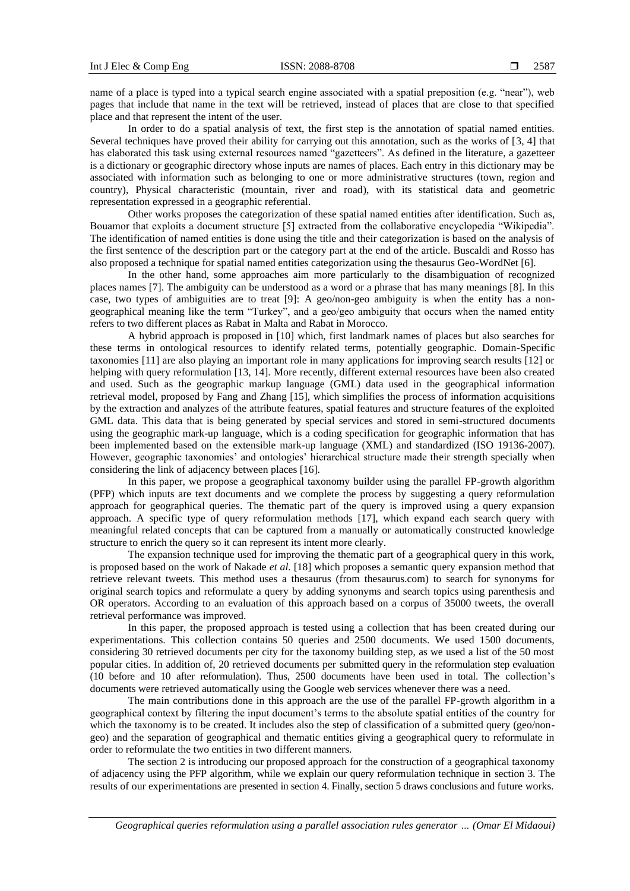name of a place is typed into a typical search engine associated with a spatial preposition (e.g. "near"), web pages that include that name in the text will be retrieved, instead of places that are close to that specified place and that represent the intent of the user.

In order to do a spatial analysis of text, the first step is the annotation of spatial named entities. Several techniques have proved their ability for carrying out this annotation, such as the works of [3, 4] that has elaborated this task using external resources named "gazetteers". As defined in the literature, a gazetteer is a dictionary or geographic directory whose inputs are names of places. Each entry in this dictionary may be associated with information such as belonging to one or more administrative structures (town, region and country), Physical characteristic (mountain, river and road), with its statistical data and geometric representation expressed in a geographic referential.

Other works proposes the categorization of these spatial named entities after identification. Such as, Bouamor that exploits a document structure [5] extracted from the collaborative encyclopedia "Wikipedia". The identification of named entities is done using the title and their categorization is based on the analysis of the first sentence of the description part or the category part at the end of the article. Buscaldi and Rosso has also proposed a technique for spatial named entities categorization using the thesaurus Geo-WordNet [6].

In the other hand, some approaches aim more particularly to the disambiguation of recognized places names [7]. The ambiguity can be understood as a word or a phrase that has many meanings [8]. In this case, two types of ambiguities are to treat [9]: A geo/non-geo ambiguity is when the entity has a non-geographical meaning like the term "Turkey", and a geo/geo ambiguity that occurs when the named entity refers to two different places as Rabat in Malta and Rabat in Morocco.

A hybrid approach is proposed in [10] which, first landmark names of places but also searches for these terms in ontological resources to identify related terms, potentially geographic. Domain-Specific taxonomies [11] are also playing an important role in many applications for improving search results [12] or helping with query reformulation [13, 14]. More recently, different external resources have been also created and used. Such as the geographic markup language (GML) data used in the geographical information retrieval model, proposed by Fang and Zhang [15], which simplifies the process of information acquisitions by the extraction and analyzes of the attribute features, spatial features and structure features of the exploited GML data. This data that is being generated by special services and stored in semi-structured documents using the geographic mark-up language, which is a coding specification for geographic information that has been implemented based on the extensible mark-up language (XML) and standardized (ISO 19136-2007). However, geographic taxonomies' and ontologies' hierarchical structure made their strength specially when considering the link of adjacency between places [16].

In this paper, we propose a geographical taxonomy builder using the parallel FP-growth algorithm (PFP) which inputs are text documents and we complete the process by suggesting a query reformulation approach for geographical queries. The thematic part of the query is improved using a query expansion approach. A specific type of query reformulation methods [17], which expand each search query with meaningful related concepts that can be captured from a manually or automatically constructed knowledge structure to enrich the query so it can represent its intent more clearly.

The expansion technique used for improving the thematic part of a geographical query in this work, is proposed based on the work of Nakade *et al.* [18] which proposes a semantic query expansion method that retrieve relevant tweets. This method uses a thesaurus (from thesaurus.com) to search for synonyms for original search topics and reformulate a query by adding synonyms and search topics using parenthesis and OR operators. According to an evaluation of this approach based on a corpus of 35000 tweets, the overall retrieval performance was improved.

In this paper, the proposed approach is tested using a collection that has been created during our experimentations. This collection contains 50 queries and 2500 documents. We used 1500 documents, considering 30 retrieved documents per city for the taxonomy building step, as we used a list of the 50 most popular cities. In addition of, 20 retrieved documents per submitted query in the reformulation step evaluation (10 before and 10 after reformulation). Thus, 2500 documents have been used in total. The collection's documents were retrieved automatically using the Google web services whenever there was a need.

The main contributions done in this approach are the use of the parallel FP-growth algorithm in a geographical context by filtering the input document's terms to the absolute spatial entities of the country for which the taxonomy is to be created. It includes also the step of classification of a submitted query (geo/non-geo) and the separation of geographical and thematic entities giving a geographical query to reformulate in order to reformulate the two entities in two different manners.

The section 2 is introducing our proposed approach for the construction of a geographical taxonomy of adjacency using the PFP algorithm, while we explain our query reformulation technique in section 3. The results of our experimentations are presented in section 4. Finally, section 5 draws conclusions and future works.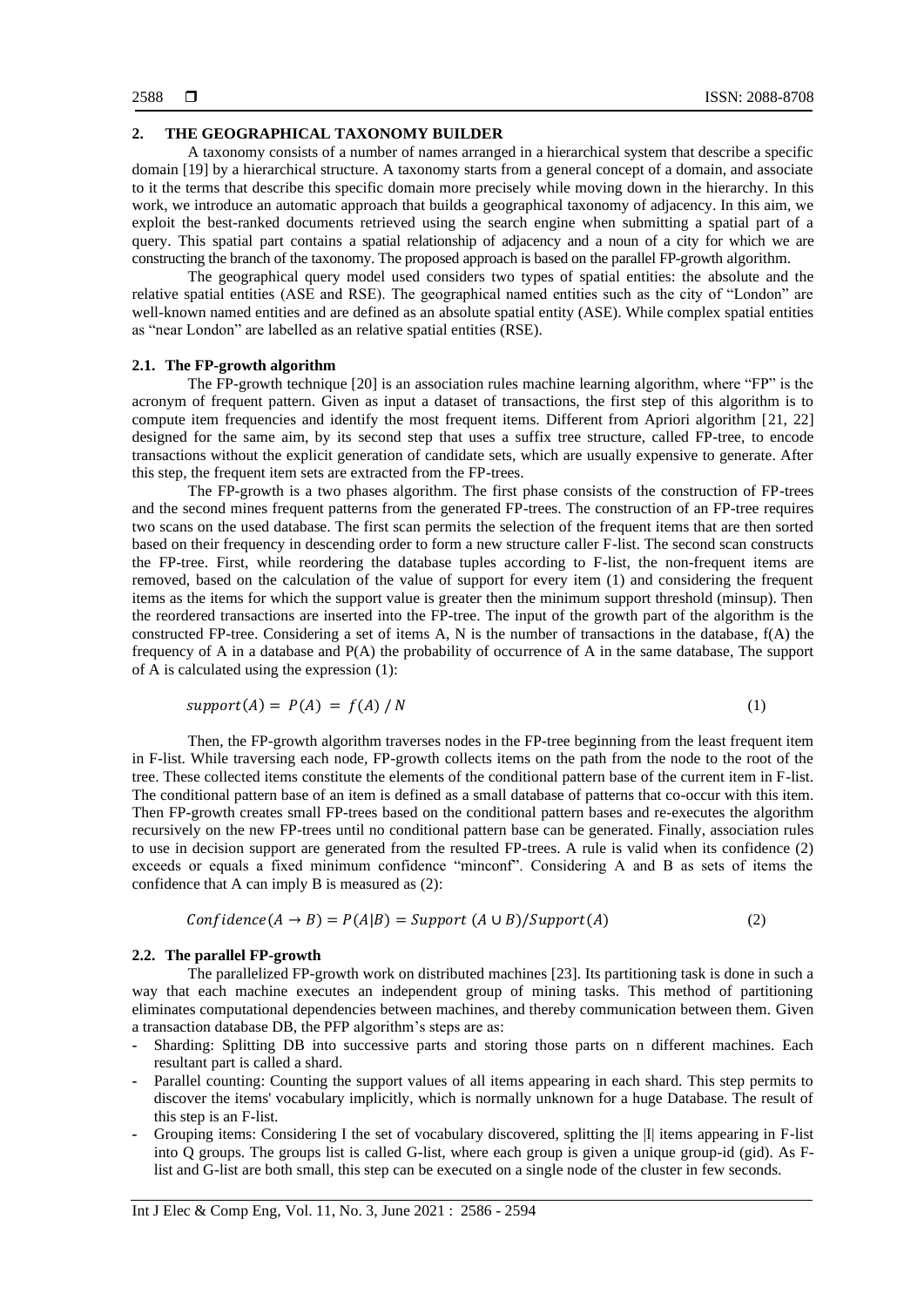## 2. THE GEOGRAPHICAL TAXONOMY BUILDER

A taxonomy consists of a number of names arranged in a hierarchical system that describe a specific domain [19] by a hierarchical structure. A taxonomy starts from a general concept of a domain, and associate to it the terms that describe this specific domain more precisely while moving down in the hierarchy. In this work, we introduce an automatic approach that builds a geographical taxonomy of adjacency. In this aim, we exploit the best-ranked documents retrieved using the search engine when submitting a spatial part of a query. This spatial part contains a spatial relationship of adjacency and a noun of a city for which we are constructing the branch of the taxonomy. The proposed approach is based on the parallel FP-growth algorithm.

The geographical query model used considers two types of spatial entities: the absolute and the relative spatial entities (ASE and RSE). The geographical named entities such as the city of "London" are well-known named entities and are defined as an absolute spatial entity (ASE). While complex spatial entities as "near London" are labelled as an relative spatial entities (RSE).

### 2.1. The FP-growth algorithm

The FP-growth technique [20] is an association rules machine learning algorithm, where "FP" is the acronym of frequent pattern. Given as input a dataset of transactions, the first step of this algorithm is to compute item frequencies and identify the most frequent items. Different from Apriori algorithm [21, 22] designed for the same aim, by its second step that uses a suffix tree structure, called FP-tree, to encode transactions without the explicit generation of candidate sets, which are usually expensive to generate. After this step, the frequent item sets are extracted from the FP-trees.

The FP-growth is a two phases algorithm. The first phase consists of the construction of FP-trees and the second mines frequent patterns from the generated FP-trees. The construction of an FP-tree requires two scans on the used database. The first scan permits the selection of the frequent items that are then sorted based on their frequency in descending order to form a new structure caller F-list. The second scan constructs the FP-tree. First, while reordering the database tuples according to F-list, the non-frequent items are removed, based on the calculation of the value of support for every item (1) and considering the frequent items as the items for which the support value is greater then the minimum support threshold (minsup). Then the reordered transactions are inserted into the FP-tree. The input of the growth part of the algorithm is the constructed FP-tree. Considering a set of items A, N is the number of transactions in the database, f(A) the frequency of A in a database and P(A) the probability of occurrence of A in the same database, The support of A is calculated using the expression (1):

$$support(A) = P(A) = f(A) / N \tag{1}$$

Then, the FP-growth algorithm traverses nodes in the FP-tree beginning from the least frequent item in F-list. While traversing each node, FP-growth collects items on the path from the node to the root of the tree. These collected items constitute the elements of the conditional pattern base of the current item in F-list. The conditional pattern base of an item is defined as a small database of patterns that co-occur with this item. Then FP-growth creates small FP-trees based on the conditional pattern bases and re-executes the algorithm recursively on the new FP-trees until no conditional pattern base can be generated. Finally, association rules to use in decision support are generated from the resulted FP-trees. A rule is valid when its confidence (2) exceeds or equals a fixed minimum confidence "minconf". Considering A and B as sets of items the confidence that A can imply B is measured as (2):

$$Confidence(A \rightarrow B) = P(A|B) = Support\ (A \cup B)/Support(A) \tag{2}$$

### 2.2. The parallel FP-growth

The parallelized FP-growth work on distributed machines [23]. Its partitioning task is done in such a way that each machine executes an independent group of mining tasks. This method of partitioning eliminates computational dependencies between machines, and thereby communication between them. Given a transaction database DB, the PFP algorithm's steps are as:

- Sharding: Splitting DB into successive parts and storing those parts on n different machines. Each resultant part is called a shard.
- Parallel counting: Counting the support values of all items appearing in each shard. This step permits to discover the items' vocabulary implicitly, which is normally unknown for a huge Database. The result of this step is an F-list.
- Grouping items: Considering I the set of vocabulary discovered, splitting the |I| items appearing in F-list into Q groups. The groups list is called G-list, where each group is given a unique group-id (gid). As F-list and G-list are both small, this step can be executed on a single node of the cluster in few seconds.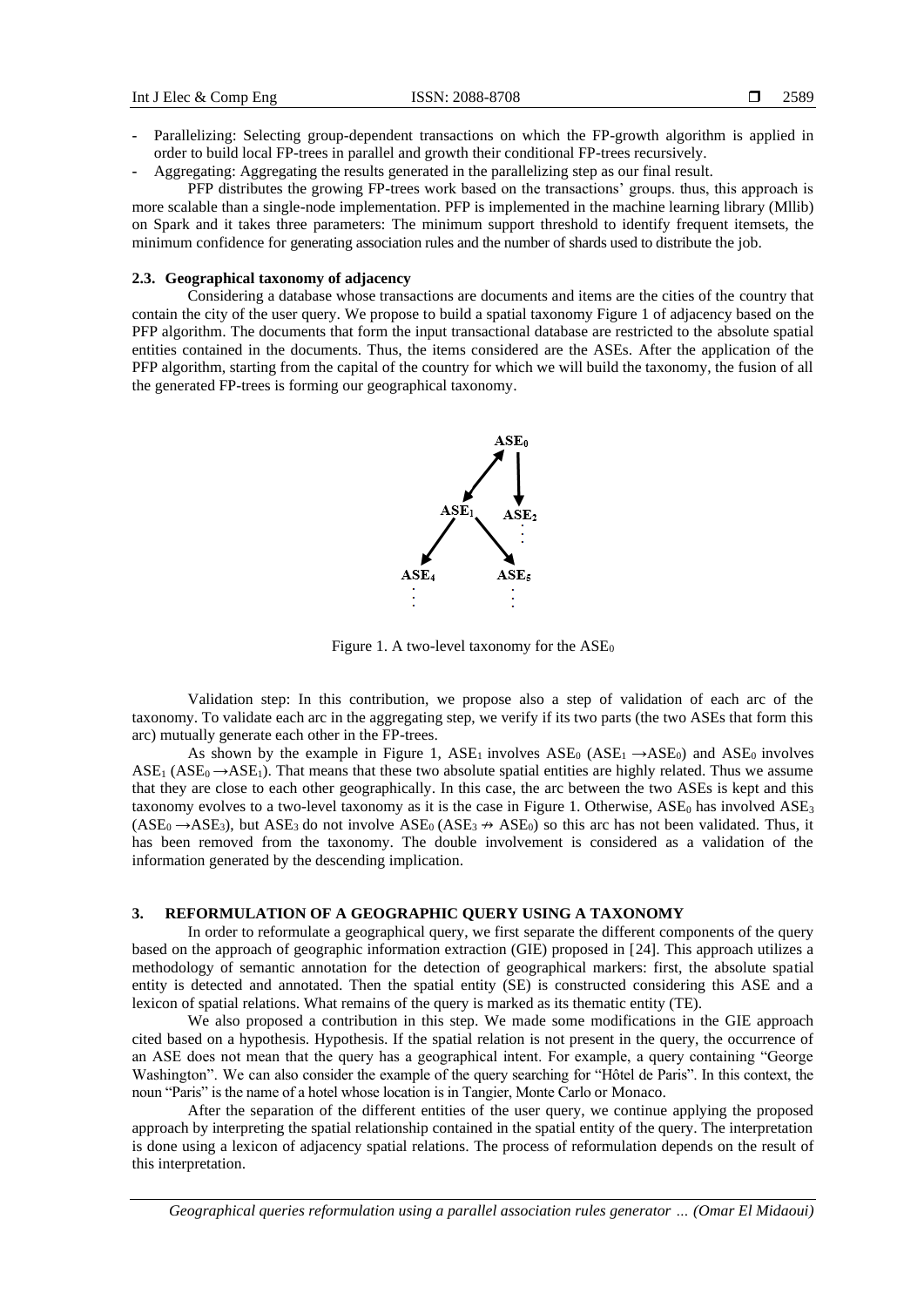- Parallelizing: Selecting group-dependent transactions on which the FP-growth algorithm is applied in order to build local FP-trees in parallel and growth their conditional FP-trees recursively.
- Aggregating: Aggregating the results generated in the parallelizing step as our final result.

PFP distributes the growing FP-trees work based on the transactions' groups. thus, this approach is more scalable than a single-node implementation. PFP is implemented in the machine learning library (Mllib) on Spark and it takes three parameters: The minimum support threshold to identify frequent itemsets, the minimum confidence for generating association rules and the number of shards used to distribute the job.

### 2.3. Geographical taxonomy of adjacency

Considering a database whose transactions are documents and items are the cities of the country that contain the city of the user query. We propose to build a spatial taxonomy Figure 1 of adjacency based on the PFP algorithm. The documents that form the input transactional database are restricted to the absolute spatial entities contained in the documents. Thus, the items considered are the ASEs. After the application of the PFP algorithm, starting from the capital of the country for which we will build the taxonomy, the fusion of all the generated FP-trees is forming our geographical taxonomy.

Figure 1. A two-level taxonomy for the $ASE_0$

Validation step: In this contribution, we propose also a step of validation of each arc of the taxonomy. To validate each arc in the aggregating step, we verify if its two parts (the two ASEs that form this arc) mutually generate each other in the FP-trees.

As shown by the example in Figure 1, $ASE_1$ involves $ASE_0$ ($ASE_1 \rightarrow ASE_0$) and $ASE_0$ involves $ASE_1$ ($ASE_0 \rightarrow ASE_1$). That means that these two absolute spatial entities are highly related. Thus we assume that they are close to each other geographically. In this case, the arc between the two ASEs is kept and this taxonomy evolves to a two-level taxonomy as it is the case in Figure 1. Otherwise, $ASE_0$ has involved $ASE_3$ ($ASE_0 \rightarrow ASE_3$), but $ASE_3$ do not involve $ASE_0$ ($ASE_3 \nrightarrow ASE_0$) so this arc has not been validated. Thus, it has been removed from the taxonomy. The double involvement is considered as a validation of the information generated by the descending implication.

## 3. REFORMULATION OF A GEOGRAPHIC QUERY USING A TAXONOMY

In order to reformulate a geographical query, we first separate the different components of the query based on the approach of geographic information extraction (GIE) proposed in [24]. This approach utilizes a methodology of semantic annotation for the detection of geographical markers: first, the absolute spatial entity is detected and annotated. Then the spatial entity (SE) is constructed considering this ASE and a lexicon of spatial relations. What remains of the query is marked as its thematic entity (TE).

We also proposed a contribution in this step. We made some modifications in the GIE approach cited based on a hypothesis. Hypothesis. If the spatial relation is not present in the query, the occurrence of an ASE does not mean that the query has a geographical intent. For example, a query containing "George Washington". We can also consider the example of the query searching for "Hôtel de Paris". In this context, the noun "Paris" is the name of a hotel whose location is in Tangier, Monte Carlo or Monaco.

After the separation of the different entities of the user query, we continue applying the proposed approach by interpreting the spatial relationship contained in the spatial entity of the query. The interpretation is done using a lexicon of adjacency spatial relations. The process of reformulation depends on the result of this interpretation.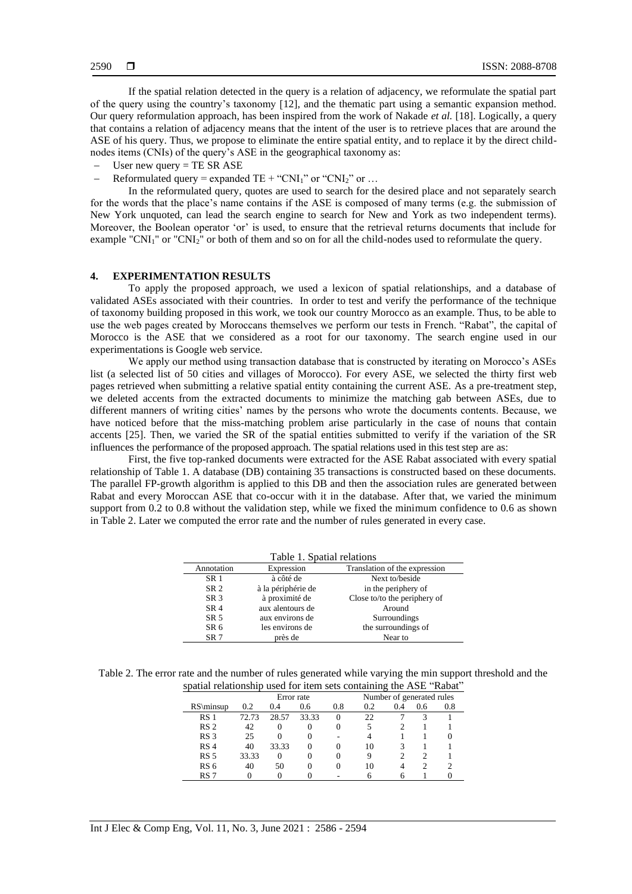If the spatial relation detected in the query is a relation of adjacency, we reformulate the spatial part of the query using the country's taxonomy [12], and the thematic part using a semantic expansion method. Our query reformulation approach, has been inspired from the work of Nakade *et al.* [18]. Logically, a query that contains a relation of adjacency means that the intent of the user is to retrieve places that are around the ASE of his query. Thus, we propose to eliminate the entire spatial entity, and to replace it by the direct child-nodes items (CNIs) of the query's ASE in the geographical taxonomy as:

- User new query = TE SR ASE
- Reformulated query = expanded TE + "$CNI_1$" or "$CNI_2$" or …

In the reformulated query, quotes are used to search for the desired place and not separately search for the words that the place's name contains if the ASE is composed of many terms (e.g. the submission of New York unquoted, can lead the search engine to search for New and York as two independent terms). Moreover, the Boolean operator 'or' is used, to ensure that the retrieval returns documents that include for example "$CNI_1$" or "$CNI_2$" or both of them and so on for all the child-nodes used to reformulate the query.

## 4. EXPERIMENTATION RESULTS

To apply the proposed approach, we used a lexicon of spatial relationships, and a database of validated ASEs associated with their countries. In order to test and verify the performance of the technique of taxonomy building proposed in this work, we took our country Morocco as an example. Thus, to be able to use the web pages created by Moroccans themselves we perform our tests in French. "Rabat", the capital of Morocco is the ASE that we considered as a root for our taxonomy. The search engine used in our experimentations is Google web service.

We apply our method using transaction database that is constructed by iterating on Morocco's ASEs list (a selected list of 50 cities and villages of Morocco). For every ASE, we selected the thirty first web pages retrieved when submitting a relative spatial entity containing the current ASE. As a pre-treatment step, we deleted accents from the extracted documents to minimize the matching gab between ASEs, due to different manners of writing cities' names by the persons who wrote the documents contents. Because, we have noticed before that the miss-matching problem arise particularly in the case of nouns that contain accents [25]. Then, we varied the SR of the spatial entities submitted to verify if the variation of the SR influences the performance of the proposed approach. The spatial relations used in this test step are as:

First, the five top-ranked documents were extracted for the ASE Rabat associated with every spatial relationship of Table 1. A database (DB) containing 35 transactions is constructed based on these documents. The parallel FP-growth algorithm is applied to this DB and then the association rules are generated between Rabat and every Moroccan ASE that co-occur with it in the database. After that, we varied the minimum support from 0.2 to 0.8 without the validation step, while we fixed the minimum confidence to 0.6 as shown in Table 2. Later we computed the error rate and the number of rules generated in every case.

Table 1. Spatial relations

| Annotation | Expression | Translation of the expression |
|---|---|---|
| SR 1 | à côté de | Next to/beside |
| SR 2 | à la périphérie de | in the periphery of |
| SR 3 | à proximité de | Close to/to the periphery of |
| SR 4 | aux alentours de | Around |
| SR 5 | aux environs de | Surroundings |
| SR 6 | les environs de | the surroundings of |
| SR 7 | près de | Near to |

Table 2. The error rate and the number of rules generated while varying the min support threshold and the spatial relationship used for item sets containing the ASE "Rabat"

| | Error rate | | | | Number of generated rules | | | |
|---|---|---|---|---|---|---|---|---|
| RS\minsup | 0.2 | 0.4 | 0.6 | 0.8 | 0.2 | 0.4 | 0.6 | 0.8 |
| RS 1 | 72.73 | 28.57 | 33.33 | 0 | 22 | 7 | 3 | 1 |
| RS 2 | 42 | 0 | 0 | 0 | 5 | 2 | 1 | 1 |
| RS 3 | 25 | 0 | 0 | - | 4 | 1 | 1 | 0 |
| RS 4 | 40 | 33.33 | 0 | 0 | 10 | 3 | 1 | 1 |
| RS 5 | 33.33 | 0 | 0 | 0 | 9 | 2 | 2 | 1 |
| RS 6 | 40 | 50 | 0 | 0 | 10 | 4 | 2 | 2 |
| RS 7 | 0 | 0 | 0 | - | 6 | 6 | 1 | 0 |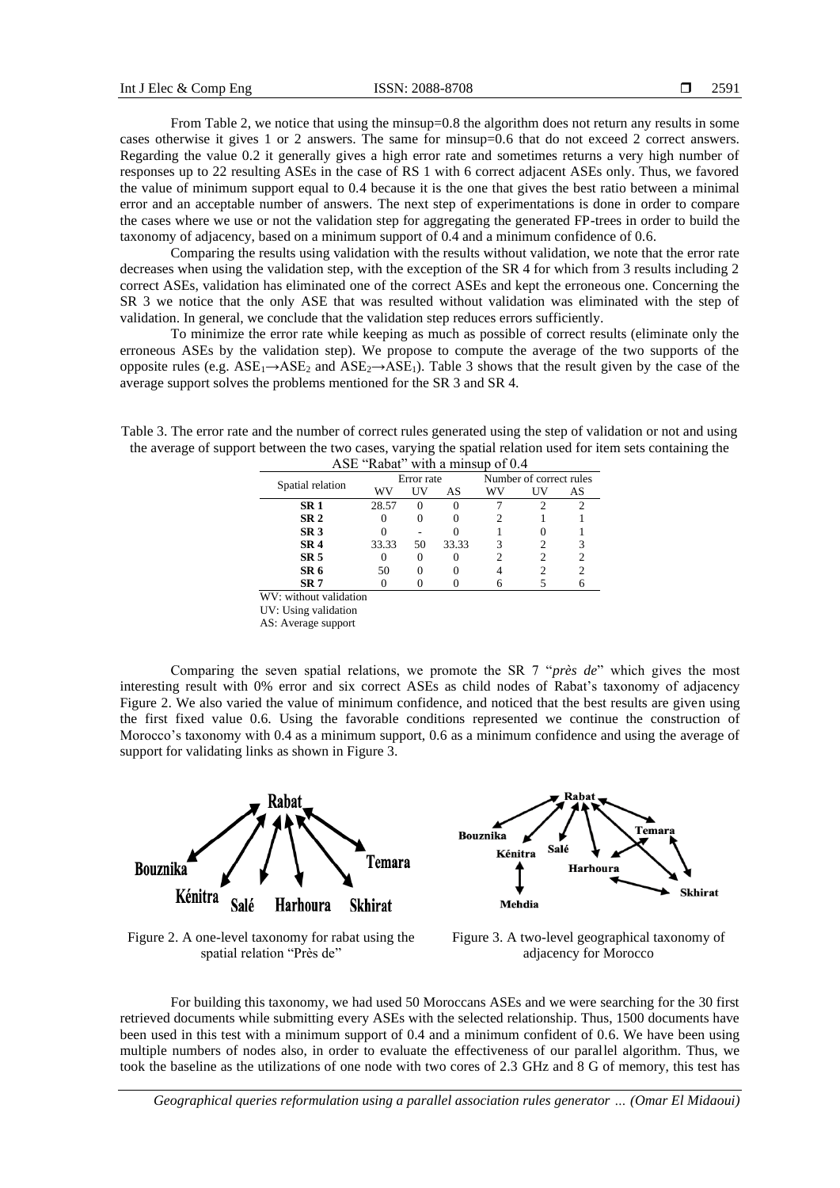From Table 2, we notice that using the minsup=0.8 the algorithm does not return any results in some cases otherwise it gives 1 or 2 answers. The same for minsup=0.6 that do not exceed 2 correct answers. Regarding the value 0.2 it generally gives a high error rate and sometimes returns a very high number of responses up to 22 resulting ASEs in the case of RS 1 with 6 correct adjacent ASEs only. Thus, we favored the value of minimum support equal to 0.4 because it is the one that gives the best ratio between a minimal error and an acceptable number of answers. The next step of experimentations is done in order to compare the cases where we use or not the validation step for aggregating the generated FP-trees in order to build the taxonomy of adjacency, based on a minimum support of 0.4 and a minimum confidence of 0.6.

Comparing the results using validation with the results without validation, we note that the error rate decreases when using the validation step, with the exception of the SR 4 for which from 3 results including 2 correct ASEs, validation has eliminated one of the correct ASEs and kept the erroneous one. Concerning the SR 3 we notice that the only ASE that was resulted without validation was eliminated with the step of validation. In general, we conclude that the validation step reduces errors sufficiently.

To minimize the error rate while keeping as much as possible of correct results (eliminate only the erroneous ASEs by the validation step). We propose to compute the average of the two supports of the opposite rules (e.g. $ASE_1 \rightarrow ASE_2$ and $ASE_2 \rightarrow ASE_1$). Table 3 shows that the result given by the case of the average support solves the problems mentioned for the SR 3 and SR 4.

Table 3. The error rate and the number of correct rules generated using the step of validation or not and using the average of support between the two cases, varying the spatial relation used for item sets containing the ASE "Rabat" with a minsup of 0.4

| Spatial relation | Error rate | | | Number of correct rules | | |
|---|---|---|---|---|---|---|
| | WV | UV | AS | WV | UV | AS |
| **SR 1** | 28.57 | 0 | 0 | 7 | 2 | 2 |
| **SR 2** | 0 | 0 | 0 | 2 | 1 | 1 |
| **SR 3** | 0 | - | 0 | 1 | 0 | 1 |
| **SR 4** | 33.33 | 50 | 33.33 | 3 | 2 | 3 |
| **SR 5** | 0 | 0 | 0 | 2 | 2 | 2 |
| **SR 6** | 50 | 0 | 0 | 4 | 2 | 2 |
| **SR 7** | 0 | 0 | 0 | 6 | 5 | 6 |

WV: without validation
UV: Using validation
AS: Average support

Comparing the seven spatial relations, we promote the SR 7 "*près de*" which gives the most interesting result with 0% error and six correct ASEs as child nodes of Rabat's taxonomy of adjacency Figure 2. We also varied the value of minimum confidence, and noticed that the best results are given using the first fixed value 0.6. Using the favorable conditions represented we continue the construction of Morocco's taxonomy with 0.4 as a minimum support, 0.6 as a minimum confidence and using the average of support for validating links as shown in Figure 3.

Figure 2. A one-level taxonomy for rabat using the spatial relation "Près de"

Figure 3. A two-level geographical taxonomy of adjacency for Morocco

For building this taxonomy, we had used 50 Moroccans ASEs and we were searching for the 30 first retrieved documents while submitting every ASEs with the selected relationship. Thus, 1500 documents have been used in this test with a minimum support of 0.4 and a minimum confident of 0.6. We have been using multiple numbers of nodes also, in order to evaluate the effectiveness of our parallel algorithm. Thus, we took the baseline as the utilizations of one node with two cores of 2.3 GHz and 8 G of memory, this test has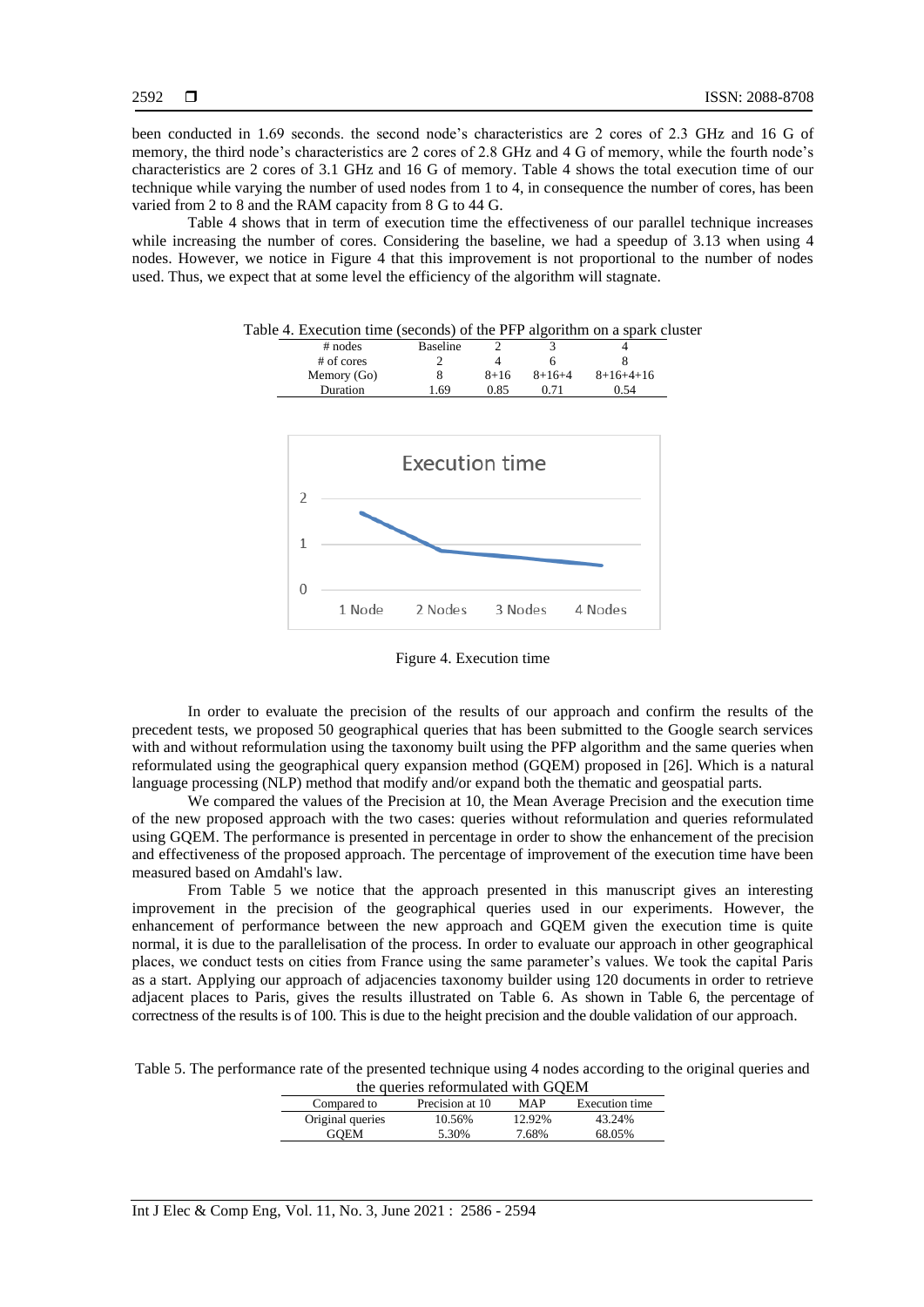been conducted in 1.69 seconds. the second node's characteristics are 2 cores of 2.3 GHz and 16 G of memory, the third node's characteristics are 2 cores of 2.8 GHz and 4 G of memory, while the fourth node's characteristics are 2 cores of 3.1 GHz and 16 G of memory. Table 4 shows the total execution time of our technique while varying the number of used nodes from 1 to 4, in consequence the number of cores, has been varied from 2 to 8 and the RAM capacity from 8 G to 44 G.

Table 4 shows that in term of execution time the effectiveness of our parallel technique increases while increasing the number of cores. Considering the baseline, we had a speedup of 3.13 when using 4 nodes. However, we notice in Figure 4 that this improvement is not proportional to the number of nodes used. Thus, we expect that at some level the efficiency of the algorithm will stagnate.

Table 4. Execution time (seconds) of the PFP algorithm on a spark cluster

| # nodes | Baseline | 2 | 3 | 4 |
|---|---|---|---|---|
| # of cores | 2 | 4 | 6 | 8 |
| Memory (Go) | 8 | 8+16 | 8+16+4 | 8+16+4+16 |
| Duration | 1.69 | 0.85 | 0.71 | 0.54 |

Figure 4. Execution time

In order to evaluate the precision of the results of our approach and confirm the results of the precedent tests, we proposed 50 geographical queries that has been submitted to the Google search services with and without reformulation using the taxonomy built using the PFP algorithm and the same queries when reformulated using the geographical query expansion method (GQEM) proposed in [26]. Which is a natural language processing (NLP) method that modify and/or expand both the thematic and geospatial parts.

We compared the values of the Precision at 10, the Mean Average Precision and the execution time of the new proposed approach with the two cases: queries without reformulation and queries reformulated using GQEM. The performance is presented in percentage in order to show the enhancement of the precision and effectiveness of the proposed approach. The percentage of improvement of the execution time have been measured based on Amdahl's law.

From Table 5 we notice that the approach presented in this manuscript gives an interesting improvement in the precision of the geographical queries used in our experiments. However, the enhancement of performance between the new approach and GQEM given the execution time is quite normal, it is due to the parallelisation of the process. In order to evaluate our approach in other geographical places, we conduct tests on cities from France using the same parameter's values. We took the capital Paris as a start. Applying our approach of adjacencies taxonomy builder using 120 documents in order to retrieve adjacent places to Paris, gives the results illustrated on Table 6. As shown in Table 6, the percentage of correctness of the results is of 100. This is due to the height precision and the double validation of our approach.

Table 5. The performance rate of the presented technique using 4 nodes according to the original queries and the queries reformulated with GQEM

| Compared to | Precision at 10 | MAP | Execution time |
|---|---|---|---|
| Original queries | 10.56% | 12.92% | 43.24% |
| GQEM | 5.30% | 7.68% | 68.05% |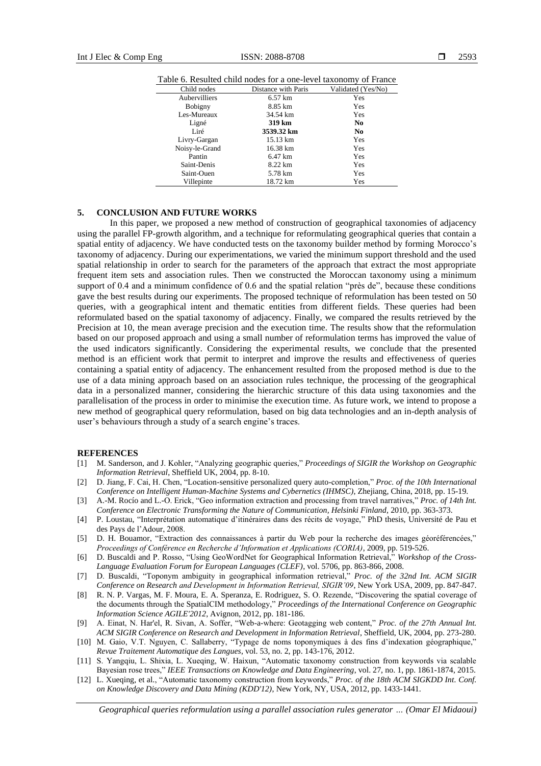Table 6. Resulted child nodes for a one-level taxonomy of France

| Child nodes | Distance with Paris | Validated (Yes/No) |
|---|---|---|
| Aubervilliers | 6.57 km | Yes |
| Bobigny | 8.85 km | Yes |
| Les-Mureaux | 34.54 km | Yes |
| Ligné | **319 km** | **No** |
| Liré | **3539.32 km** | **No** |
| Livry-Gargan | 15.13 km | Yes |
| Noisy-le-Grand | 16.38 km | Yes |
| Pantin | 6.47 km | Yes |
| Saint-Denis | 8.22 km | Yes |
| Saint-Ouen | 5.78 km | Yes |
| Villepinte | 18.72 km | Yes |

## 5. CONCLUSION AND FUTURE WORKS

In this paper, we proposed a new method of construction of geographical taxonomies of adjacency using the parallel FP-growth algorithm, and a technique for reformulating geographical queries that contain a spatial entity of adjacency. We have conducted tests on the taxonomy builder method by forming Morocco's taxonomy of adjacency. During our experimentations, we varied the minimum support threshold and the used spatial relationship in order to search for the parameters of the approach that extract the most appropriate frequent item sets and association rules. Then we constructed the Moroccan taxonomy using a minimum support of 0.4 and a minimum confidence of 0.6 and the spatial relation "près de", because these conditions gave the best results during our experiments. The proposed technique of reformulation has been tested on 50 queries, with a geographical intent and thematic entities from different fields. These queries had been reformulated based on the spatial taxonomy of adjacency. Finally, we compared the results retrieved by the Precision at 10, the mean average precision and the execution time. The results show that the reformulation based on our proposed approach and using a small number of reformulation terms has improved the value of the used indicators significantly. Considering the experimental results, we conclude that the presented method is an efficient work that permit to interpret and improve the results and effectiveness of queries containing a spatial entity of adjacency. The enhancement resulted from the proposed method is due to the use of a data mining approach based on an association rules technique, the processing of the geographical data in a personalized manner, considering the hierarchic structure of this data using taxonomies and the parallelisation of the process in order to minimise the execution time. As future work, we intend to propose a new method of geographical query reformulation, based on big data technologies and an in-depth analysis of user's behaviours through a study of a search engine's traces.

## REFERENCES

[1] M. Sanderson, and J. Kohler, "Analyzing geographic queries," *Proceedings of SIGIR the Workshop on Geographic Information Retrieval*, Sheffield UK, 2004, pp. 8-10.

[2] D. Jiang, F. Cai, H. Chen, "Location-sensitive personalized query auto-completion," *Proc. of the 10th International Conference on Intelligent Human-Machine Systems and Cybernetics (IHMSC)*, Zhejiang, China, 2018, pp. 15-19.

[3] A.-M. Rocío and L.-O. Erick, "Geo information extraction and processing from travel narratives," *Proc. of 14th Int. Conference on Electronic Transforming the Nature of Communication, Helsinki Finland*, 2010, pp. 363-373.

[4] P. Loustau, "Interprétation automatique d'itinéraires dans des récits de voyage," PhD thesis, Université de Pau et des Pays de l'Adour, 2008.

[5] D. H. Bouamor, "Extraction des connaissances à partir du Web pour la recherche des images géoréférencées," *Proceedings of Conférence en Recherche d'Information et Applications (CORIA)*, 2009, pp. 519-526.

[6] D. Buscaldi and P. Rosso, "Using GeoWordNet for Geographical Information Retrieval," *Workshop of the Cross-Language Evaluation Forum for European Languages (CLEF)*, vol. 5706, pp. 863-866, 2008.

[7] D. Buscaldi, "Toponym ambiguity in geographical information retrieval," *Proc. of the 32nd Int. ACM SIGIR Conference on Research and Development in Information Retrieval, SIGIR'09*, New York USA, 2009, pp. 847-847.

[8] R. N. P. Vargas, M. F. Moura, E. A. Speranza, E. Rodriguez, S. O. Rezende, "Discovering the spatial coverage of the documents through the SpatialCIM methodology," *Proceedings of the International Conference on Geographic Information Science AGILE'2012*, Avignon, 2012, pp. 181-186.

[9] A. Einat, N. Har'el, R. Sivan, A. Soffer, "Web-a-where: Geotagging web content," *Proc. of the 27th Annual Int. ACM SIGIR Conference on Research and Development in Information Retrieval*, Sheffield, UK, 2004, pp. 273-280.

[10] M. Gaio, V.T. Nguyen, C. Sallaberry, "Typage de noms toponymiques à des fins d'indexation géographique," *Revue Traitement Automatique des Langues*, vol. 53, no. 2, pp. 143-176, 2012.

[11] S. Yangqiu, L. Shixia, L. Xueqing, W. Haixun, "Automatic taxonomy construction from keywords via scalable Bayesian rose trees," *IEEE Transactions on Knowledge and Data Engineering*, vol. 27, no. 1, pp. 1861-1874, 2015.

[12] L. Xueqing, et al., "Automatic taxonomy construction from keywords," *Proc. of the 18th ACM SIGKDD Int. Conf. on Knowledge Discovery and Data Mining (KDD'12)*, New York, NY, USA, 2012, pp. 1433-1441.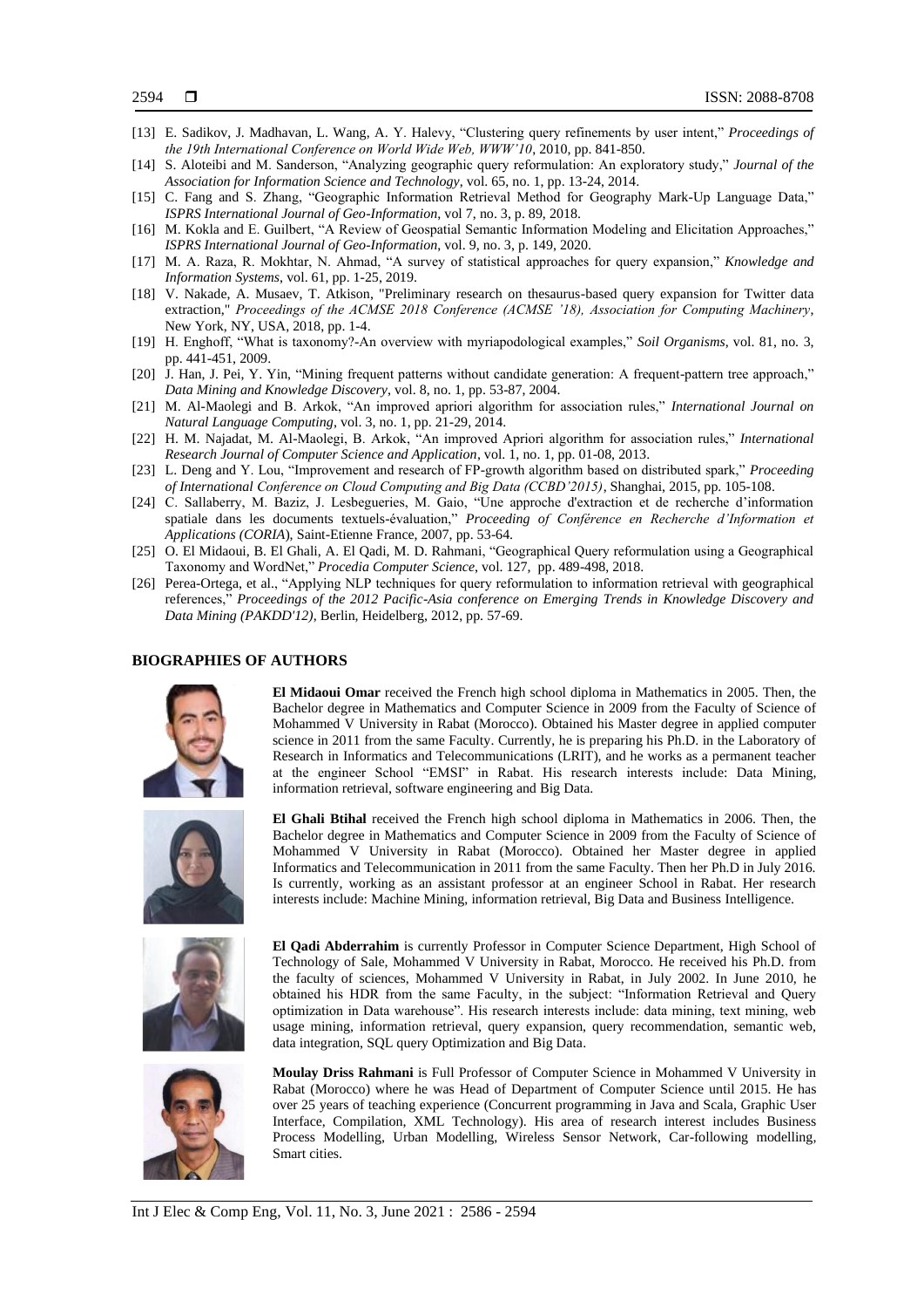[13] E. Sadikov, J. Madhavan, L. Wang, A. Y. Halevy, "Clustering query refinements by user intent," *Proceedings of the 19th International Conference on World Wide Web, WWW'10*, 2010, pp. 841-850.

[14] S. Aloteibi and M. Sanderson, "Analyzing geographic query reformulation: An exploratory study," *Journal of the Association for Information Science and Technology*, vol. 65, no. 1, pp. 13-24, 2014.

[15] C. Fang and S. Zhang, "Geographic Information Retrieval Method for Geography Mark-Up Language Data," *ISPRS International Journal of Geo-Information*, vol 7, no. 3, p. 89, 2018.

[16] M. Kokla and E. Guilbert, "A Review of Geospatial Semantic Information Modeling and Elicitation Approaches," *ISPRS International Journal of Geo-Information*, vol. 9, no. 3, p. 149, 2020.

[17] M. A. Raza, R. Mokhtar, N. Ahmad, "A survey of statistical approaches for query expansion," *Knowledge and Information Systems*, vol. 61, pp. 1-25, 2019.

[18] V. Nakade, A. Musaev, T. Atkison, "Preliminary research on thesaurus-based query expansion for Twitter data extraction," *Proceedings of the ACMSE 2018 Conference (ACMSE '18), Association for Computing Machinery*, New York, NY, USA, 2018, pp. 1-4.

[19] H. Enghoff, "What is taxonomy?-An overview with myriapodological examples," *Soil Organisms*, vol. 81, no. 3, pp. 441-451, 2009.

[20] J. Han, J. Pei, Y. Yin, "Mining frequent patterns without candidate generation: A frequent-pattern tree approach," *Data Mining and Knowledge Discovery*, vol. 8, no. 1, pp. 53-87, 2004.

[21] M. Al-Maolegi and B. Arkok, "An improved apriori algorithm for association rules," *International Journal on Natural Language Computing*, vol. 3, no. 1, pp. 21-29, 2014.

[22] H. M. Najadat, M. Al-Maolegi, B. Arkok, "An improved Apriori algorithm for association rules," *International Research Journal of Computer Science and Application*, vol. 1, no. 1, pp. 01-08, 2013.

[23] L. Deng and Y. Lou, "Improvement and research of FP-growth algorithm based on distributed spark," *Proceeding of International Conference on Cloud Computing and Big Data (CCBD'2015)*, Shanghai, 2015, pp. 105-108.

[24] C. Sallaberry, M. Baziz, J. Lesbegueries, M. Gaio, "Une approche d'extraction et de recherche d'information spatiale dans les documents textuels-évaluation," *Proceeding of Conférence en Recherche d'Information et Applications (CORIA)*, Saint-Etienne France, 2007, pp. 53-64.

[25] O. El Midaoui, B. El Ghali, A. El Qadi, M. D. Rahmani, "Geographical Query reformulation using a Geographical Taxonomy and WordNet," *Procedia Computer Science*, vol. 127, pp. 489-498, 2018.

[26] Perea-Ortega, et al., "Applying NLP techniques for query reformulation to information retrieval with geographical references," *Proceedings of the 2012 Pacific-Asia conference on Emerging Trends in Knowledge Discovery and Data Mining (PAKDD'12)*, Berlin, Heidelberg, 2012, pp. 57-69.

## BIOGRAPHIES OF AUTHORS

**El Midaoui Omar** received the French high school diploma in Mathematics in 2005. Then, the Bachelor degree in Mathematics and Computer Science in 2009 from the Faculty of Science of Mohammed V University in Rabat (Morocco). Obtained his Master degree in applied computer science in 2011 from the same Faculty. Currently, he is preparing his Ph.D. in the Laboratory of Research in Informatics and Telecommunications (LRIT), and he works as a permanent teacher at the engineer School "EMSI" in Rabat. His research interests include: Data Mining, information retrieval, software engineering and Big Data.

**El Ghali Btihal** received the French high school diploma in Mathematics in 2006. Then, the Bachelor degree in Mathematics and Computer Science in 2009 from the Faculty of Science of Mohammed V University in Rabat (Morocco). Obtained her Master degree in applied Informatics and Telecommunication in 2011 from the same Faculty. Then her Ph.D in July 2016. Is currently, working as an assistant professor at an engineer School in Rabat. Her research interests include: Machine Mining, information retrieval, Big Data and Business Intelligence.

**El Qadi Abderrahim** is currently Professor in Computer Science Department, High School of Technology of Sale, Mohammed V University in Rabat, Morocco. He received his Ph.D. from the faculty of sciences, Mohammed V University in Rabat, in July 2002. In June 2010, he obtained his HDR from the same Faculty, in the subject: "Information Retrieval and Query optimization in Data warehouse". His research interests include: data mining, text mining, web usage mining, information retrieval, query expansion, query recommendation, semantic web, data integration, SQL query Optimization and Big Data.

**Moulay Driss Rahmani** is Full Professor of Computer Science in Mohammed V University in Rabat (Morocco) where he was Head of Department of Computer Science until 2015. He has over 25 years of teaching experience (Concurrent programming in Java and Scala, Graphic User Interface, Compilation, XML Technology). His area of research interest includes Business Process Modelling, Urban Modelling, Wireless Sensor Network, Car-following modelling, Smart cities.